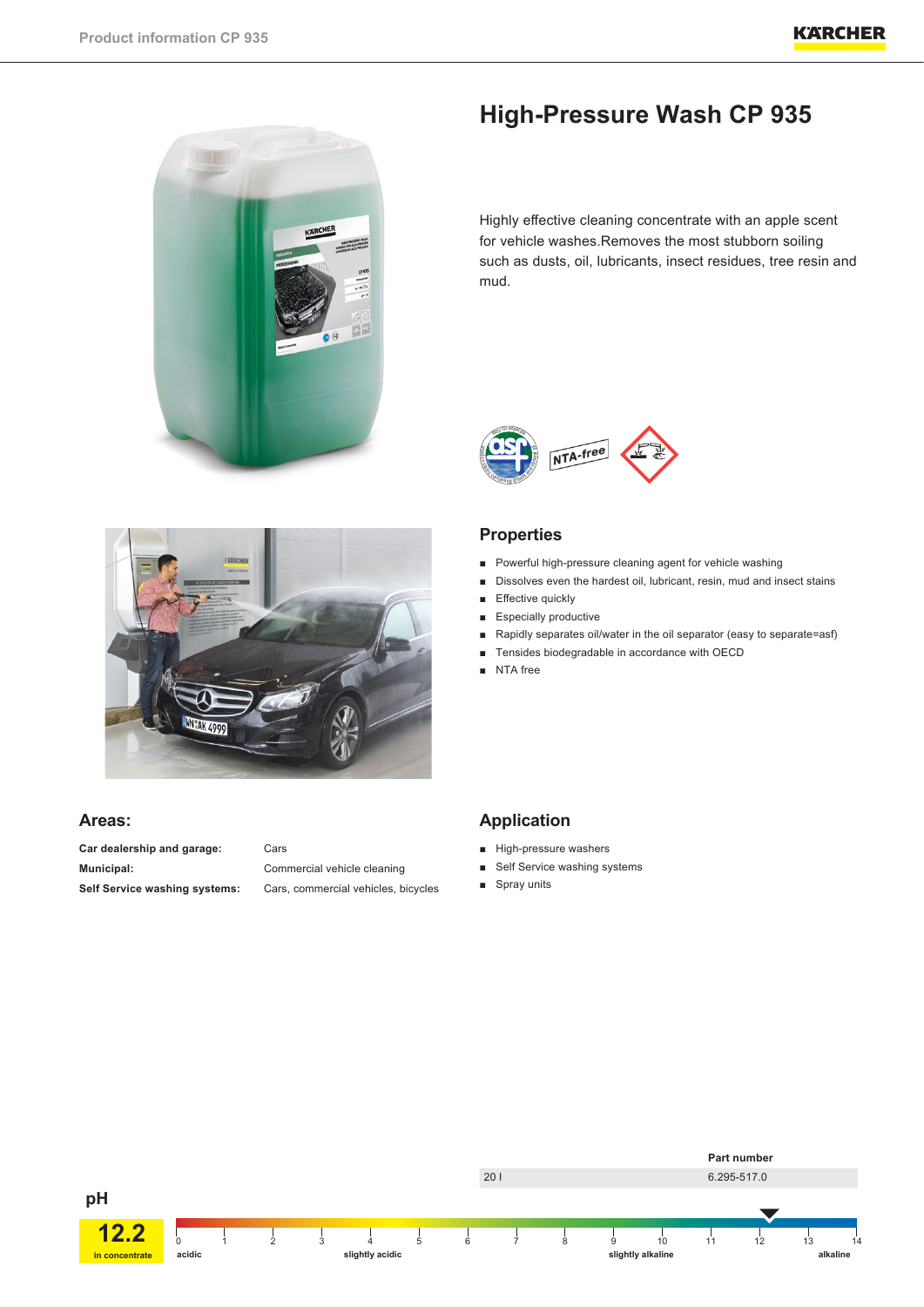# High-Pressure Wash CP 935

Highly effective cleaning concentrate with an apple scent for vehicle washes.Removes the most stubborn soiling such as dusts, oil, lubricants, insect residues, tree resin and mud.

## Properties

- Powerful high-pressure cleaning agent for vehicle washing
- Dissolves even the hardest oil, lubricant, resin, mud and insect stains
- Effective quickly
- Especially productive
- Rapidly separates oil/water in the oil separator (easy to separate=asf)
- Tensides biodegradable in accordance with OECD
- NTA free

## Areas:

| | |
|---|---|
| **Car dealership and garage:** | Cars |
| **Municipal:** | Commercial vehicle cleaning |
| **Self Service washing systems:** | Cars, commercial vehicles, bicycles |

## Application

- High-pressure washers
- Self Service washing systems
- Spray units

| | Part number |
|---|---|
| 20 l | 6.295-517.0 |

**pH**

**12.2** in concentrate

0 acidic – 4 slightly acidic – 9 slightly alkaline – 14 alkaline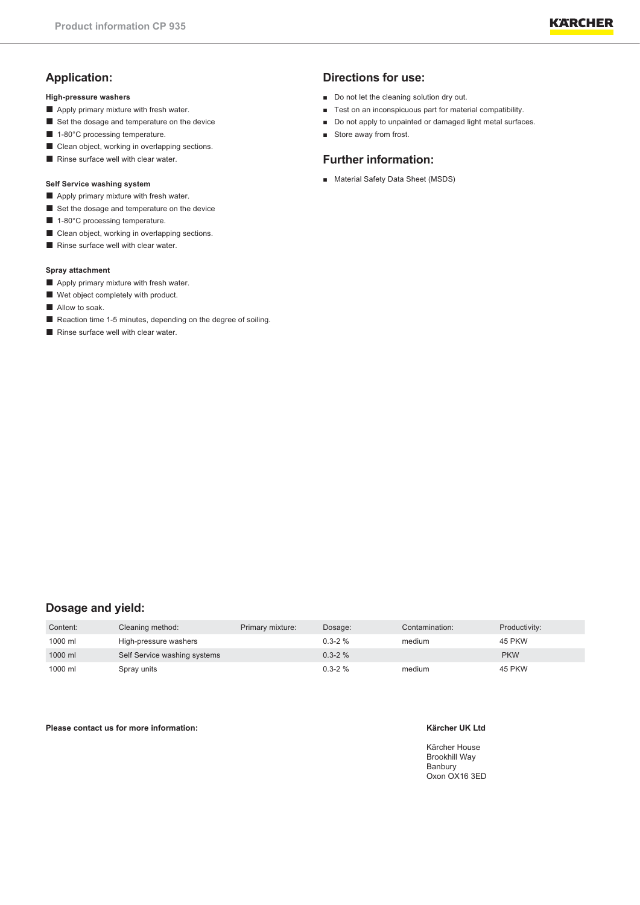## Application:

**High-pressure washers**

- Apply primary mixture with fresh water.
- Set the dosage and temperature on the device
- 1-80°C processing temperature.
- Clean object, working in overlapping sections.
- Rinse surface well with clear water.

**Self Service washing system**

- Apply primary mixture with fresh water.
- Set the dosage and temperature on the device
- 1-80°C processing temperature.
- Clean object, working in overlapping sections.
- Rinse surface well with clear water.

**Spray attachment**

- Apply primary mixture with fresh water.
- Wet object completely with product.
- Allow to soak.
- Reaction time 1-5 minutes, depending on the degree of soiling.
- Rinse surface well with clear water.

## Directions for use:

- Do not let the cleaning solution dry out.
- Test on an inconspicuous part for material compatibility.
- Do not apply to unpainted or damaged light metal surfaces.
- Store away from frost.

## Further information:

- Material Safety Data Sheet (MSDS)

## Dosage and yield:

| Content: | Cleaning method: | Primary mixture: | Dosage: | Contamination: | Productivity: |
|---|---|---|---|---|---|
| 1000 ml | High-pressure washers | | 0.3-2 % | medium | 45 PKW |
| 1000 ml | Self Service washing systems | | 0.3-2 % | | PKW |
| 1000 ml | Spray units | | 0.3-2 % | medium | 45 PKW |

**Please contact us for more information:**

**Kärcher UK Ltd**

Kärcher House
Brookhill Way
Banbury
Oxon OX16 3ED